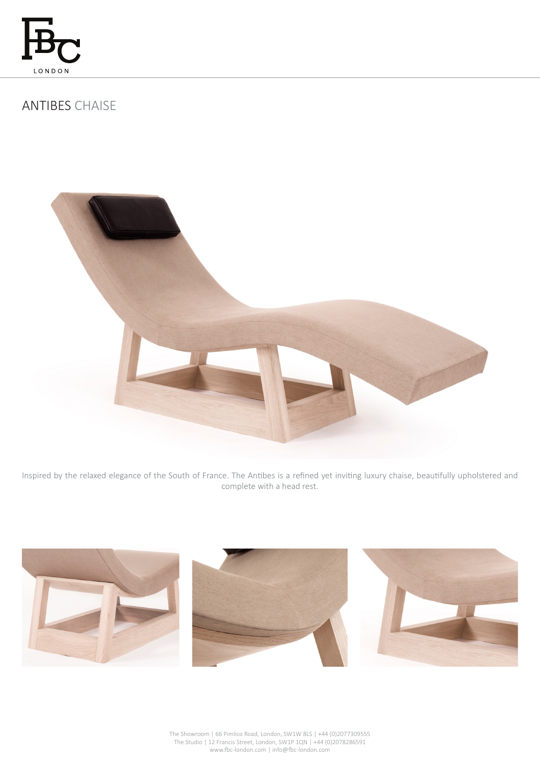FBC LONDON

# ANTIBES CHAISE

Inspired by the relaxed elegance of the South of France. The Antibes is a refined yet inviting luxury chaise, beautifully upholstered and complete with a head rest.

The Showroom | 66 Pimlico Road, London, SW1W 8LS | +44 (0)2077309555
The Studio | 12 Francis Street, London, SW1P 1QN | +44 (0)2078286591
www.fbc-london.com | info@fbc-london.com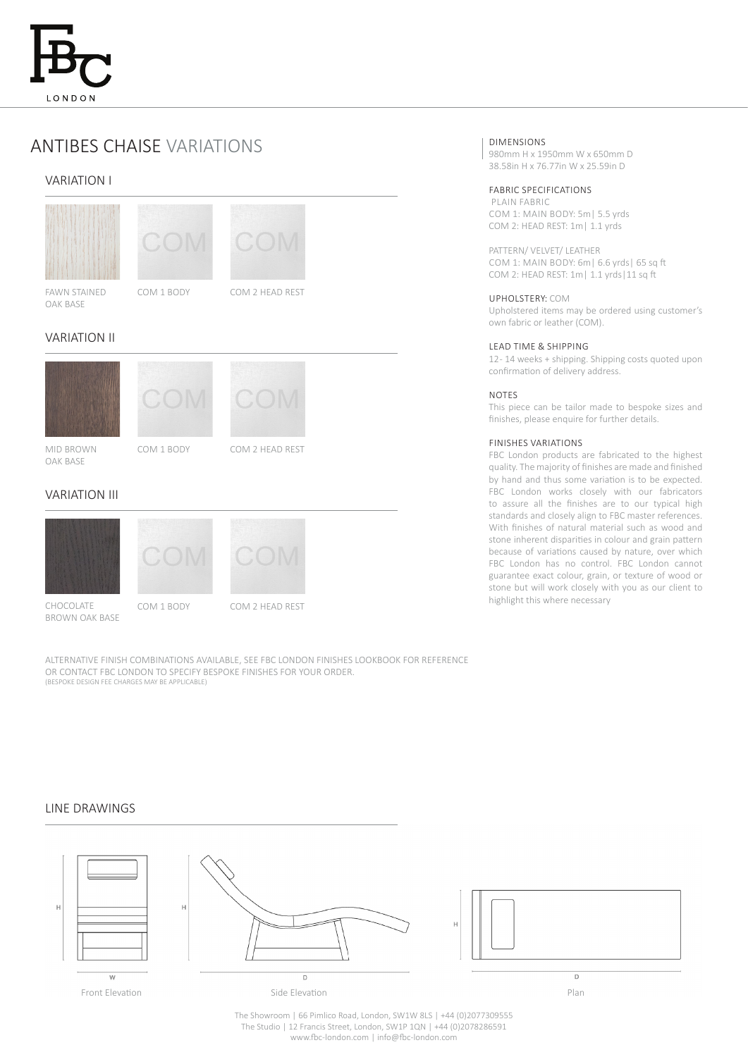# ANTIBES CHAISE VARIATIONS

## VARIATION I

FAWN STAINED OAK BASE

COM 1 BODY

COM 2 HEAD REST

## VARIATION II

MID BROWN OAK BASE

COM 1 BODY

COM 2 HEAD REST

## VARIATION III

CHOCOLATE BROWN OAK BASE

COM 1 BODY

COM 2 HEAD REST

ALTERNATIVE FINISH COMBINATIONS AVAILABLE, SEE FBC LONDON FINISHES LOOKBOOK FOR REFERENCE OR CONTACT FBC LONDON TO SPECIFY BESPOKE FINISHES FOR YOUR ORDER.
(BESPOKE DESIGN FEE CHARGES MAY BE APPLICABLE)

### DIMENSIONS

980mm H x 1950mm W x 650mm D
38.58in H x 76.77in W x 25.59in D

### FABRIC SPECIFICATIONS

PLAIN FABRIC
COM 1: MAIN BODY: 5m| 5.5 yrds
COM 2: HEAD REST: 1m| 1.1 yrds

PATTERN/ VELVET/ LEATHER
COM 1: MAIN BODY: 6m| 6.6 yrds| 65 sq ft
COM 2: HEAD REST: 1m| 1.1 yrds|11 sq ft

### UPHOLSTERY: COM

Upholstered items may be ordered using customer's own fabric or leather (COM).

### LEAD TIME & SHIPPING

12- 14 weeks + shipping. Shipping costs quoted upon confirmation of delivery address.

### NOTES

This piece can be tailor made to bespoke sizes and finishes, please enquire for further details.

### FINISHES VARIATIONS

FBC London products are fabricated to the highest quality. The majority of finishes are made and finished by hand and thus some variation is to be expected. FBC London works closely with our fabricators to assure all the finishes are to our typical high standards and closely align to FBC master references. With finishes of natural material such as wood and stone inherent disparities in colour and grain pattern because of variations caused by nature, over which FBC London has no control. FBC London cannot guarantee exact colour, grain, or texture of wood or stone but will work closely with you as our client to highlight this where necessary

## LINE DRAWINGS

H

W

Front Elevation

H

D

Side Elevation

H

D

Plan

The Showroom | 66 Pimlico Road, London, SW1W 8LS | +44 (0)2077309555
The Studio | 12 Francis Street, London, SW1P 1QN | +44 (0)2078286591
www.fbc-london.com | info@fbc-london.com